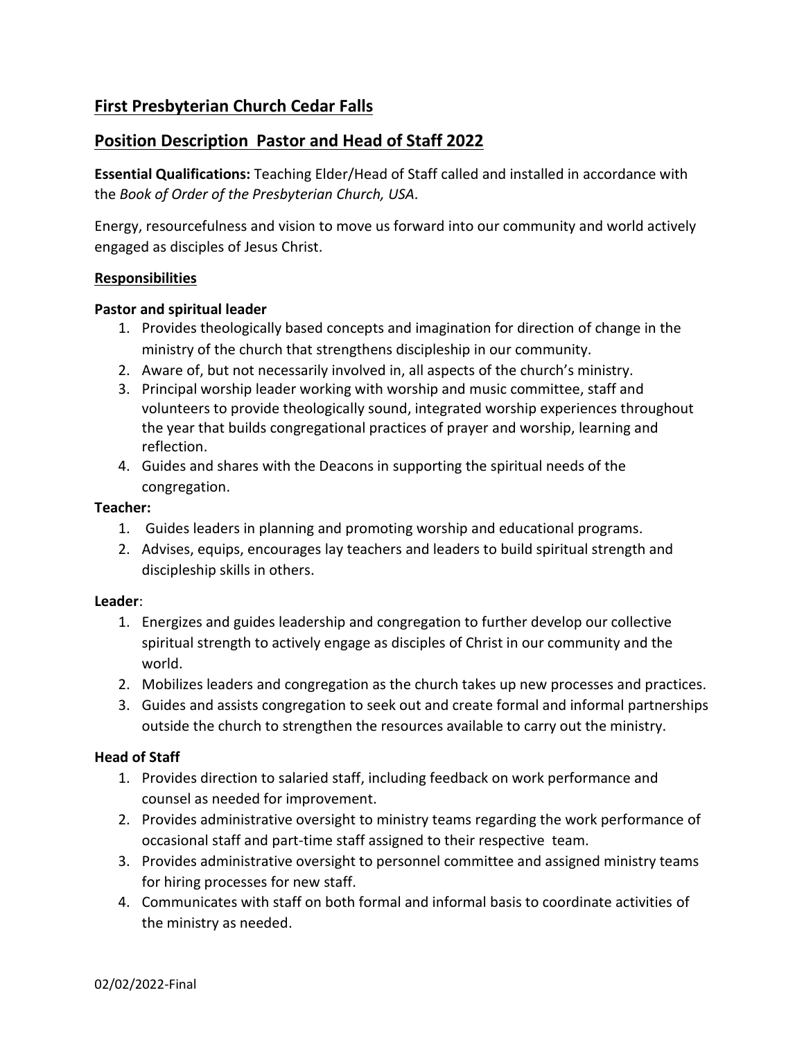## First Presbyterian Church Cedar Falls

## Position Description Pastor and Head of Staff 2022

**Essential Qualifications:** Teaching Elder/Head of Staff called and installed in accordance with the *Book of Order of the Presbyterian Church, USA.*

Energy, resourcefulness and vision to move us forward into our community and world actively engaged as disciples of Jesus Christ.

### Responsibilities

**Pastor and spiritual leader**

1. Provides theologically based concepts and imagination for direction of change in the ministry of the church that strengthens discipleship in our community.
2. Aware of, but not necessarily involved in, all aspects of the church's ministry.
3. Principal worship leader working with worship and music committee, staff and volunteers to provide theologically sound, integrated worship experiences throughout the year that builds congregational practices of prayer and worship, learning and reflection.
4. Guides and shares with the Deacons in supporting the spiritual needs of the congregation.

**Teacher:**

1. Guides leaders in planning and promoting worship and educational programs.
2. Advises, equips, encourages lay teachers and leaders to build spiritual strength and discipleship skills in others.

**Leader**:

1. Energizes and guides leadership and congregation to further develop our collective spiritual strength to actively engage as disciples of Christ in our community and the world.
2. Mobilizes leaders and congregation as the church takes up new processes and practices.
3. Guides and assists congregation to seek out and create formal and informal partnerships outside the church to strengthen the resources available to carry out the ministry.

**Head of Staff**

1. Provides direction to salaried staff, including feedback on work performance and counsel as needed for improvement.
2. Provides administrative oversight to ministry teams regarding the work performance of occasional staff and part-time staff assigned to their respective team.
3. Provides administrative oversight to personnel committee and assigned ministry teams for hiring processes for new staff.
4. Communicates with staff on both formal and informal basis to coordinate activities of the ministry as needed.

02/02/2022-Final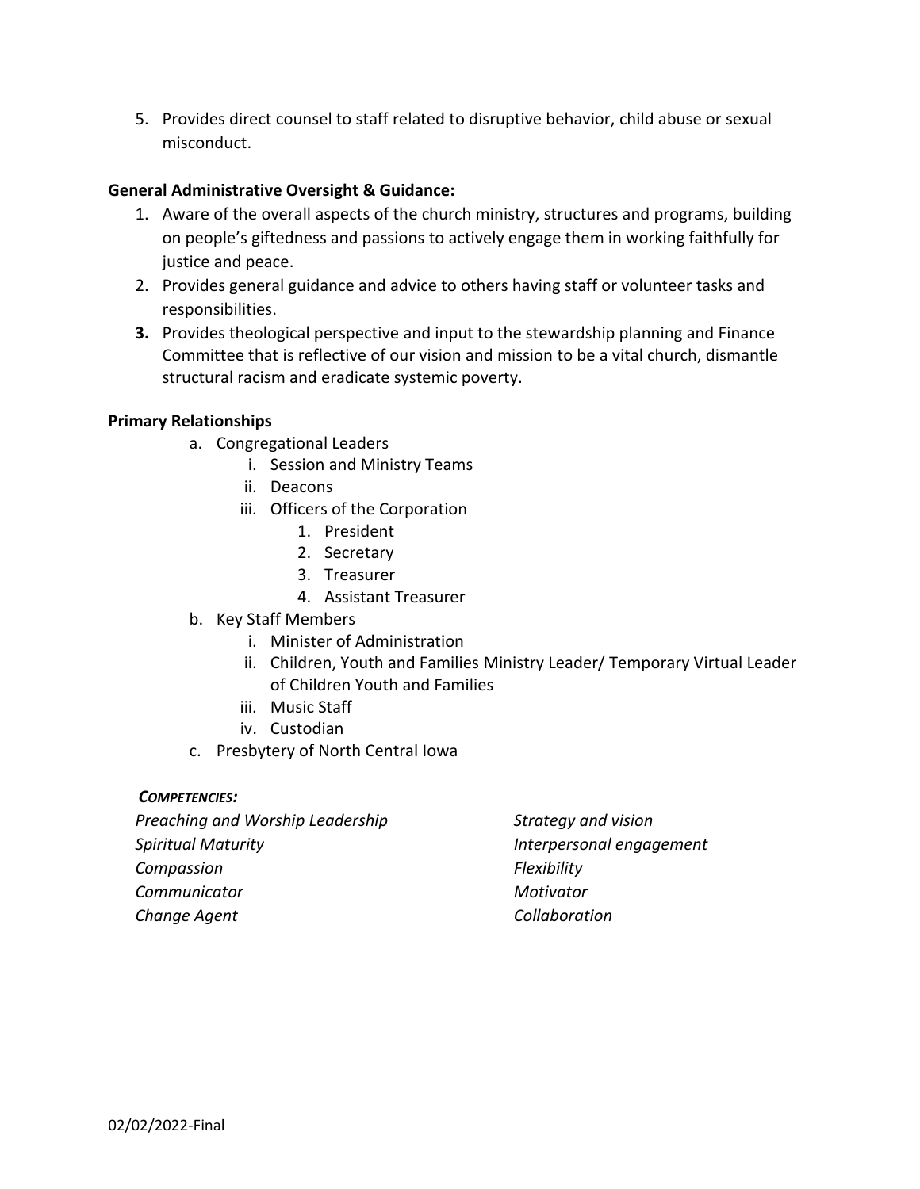5. Provides direct counsel to staff related to disruptive behavior, child abuse or sexual misconduct.

**General Administrative Oversight & Guidance:**

1. Aware of the overall aspects of the church ministry, structures and programs, building on people's giftedness and passions to actively engage them in working faithfully for justice and peace.
2. Provides general guidance and advice to others having staff or volunteer tasks and responsibilities.
3. Provides theological perspective and input to the stewardship planning and Finance Committee that is reflective of our vision and mission to be a vital church, dismantle structural racism and eradicate systemic poverty.

**Primary Relationships**

- a. Congregational Leaders
  - i. Session and Ministry Teams
  - ii. Deacons
  - iii. Officers of the Corporation
    1. President
    2. Secretary
    3. Treasurer
    4. Assistant Treasurer
- b. Key Staff Members
  - i. Minister of Administration
  - ii. Children, Youth and Families Ministry Leader/ Temporary Virtual Leader of Children Youth and Families
  - iii. Music Staff
  - iv. Custodian
- c. Presbytery of North Central Iowa

***COMPETENCIES:***

*Preaching and Worship Leadership*
*Spiritual Maturity*
*Compassion*
*Communicator*
*Change Agent*
*Strategy and vision*
*Interpersonal engagement*
*Flexibility*
*Motivator*
*Collaboration*

02/02/2022-Final